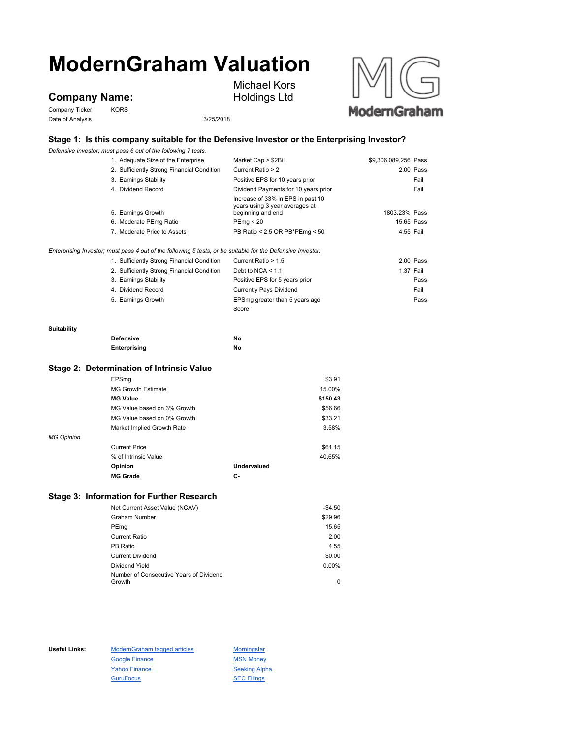# ModernGraham Valuation

## Company Name: Michael Kors Holdings Ltd

Company Ticker KORS

Date of Analysis 3/25/2018

### Stage 1: Is this company suitable for the Defensive Investor or the Enterprising Investor?

*Defensive Investor; must pass 6 out of the following 7 tests.*

| Test | Criterion | Value | Result |
|---|---|---|---|
| 1. Adequate Size of the Enterprise | Market Cap > $2Bil | $9,306,089,256 | Pass |
| 2. Sufficiently Strong Financial Condition | Current Ratio > 2 | 2.00 | Pass |
| 3. Earnings Stability | Positive EPS for 10 years prior | | Fail |
| 4. Dividend Record | Dividend Payments for 10 years prior | | Fail |
| 5. Earnings Growth | Increase of 33% in EPS in past 10 years using 3 year averages at beginning and end | 1803.23% | Pass |
| 6. Moderate PEmg Ratio | PEmg < 20 | 15.65 | Pass |
| 7. Moderate Price to Assets | PB Ratio < 2.5 OR PB*PEmg < 50 | 4.55 | Fail |

*Enterprising Investor; must pass 4 out of the following 5 tests, or be suitable for the Defensive Investor.*

| Test | Criterion | Value | Result |
|---|---|---|---|
| 1. Sufficiently Strong Financial Condition | Current Ratio > 1.5 | 2.00 | Pass |
| 2. Sufficiently Strong Financial Condition | Debt to NCA < 1.1 | 1.37 | Fail |
| 3. Earnings Stability | Positive EPS for 5 years prior | | Pass |
| 4. Dividend Record | Currently Pays Dividend | | Fail |
| 5. Earnings Growth | EPSmg greater than 5 years ago | | Pass |
| | Score | | |

**Suitability**

| | |
|---|---|
| **Defensive** | **No** |
| **Enterprising** | **No** |

### Stage 2: Determination of Intrinsic Value

| | |
|---|---|
| EPSmg | $3.91 |
| MG Growth Estimate | 15.00% |
| **MG Value** | **$150.43** |
| MG Value based on 3% Growth | $56.66 |
| MG Value based on 0% Growth | $33.21 |
| Market Implied Growth Rate | 3.58% |

*MG Opinion*

| | |
|---|---|
| Current Price | $61.15 |
| % of Intrinsic Value | 40.65% |
| **Opinion** | **Undervalued** |
| **MG Grade** | **C-** |

### Stage 3: Information for Further Research

| | |
|---|---|
| Net Current Asset Value (NCAV) | -$4.50 |
| Graham Number | $29.96 |
| PEmg | 15.65 |
| Current Ratio | 2.00 |
| PB Ratio | 4.55 |
| Current Dividend | $0.00 |
| Dividend Yield | 0.00% |
| Number of Consecutive Years of Dividend Growth | 0 |

**Useful Links:**

- ModernGraham tagged articles
- Google Finance
- Yahoo Finance
- GuruFocus
- Morningstar
- MSN Money
- Seeking Alpha
- SEC Filings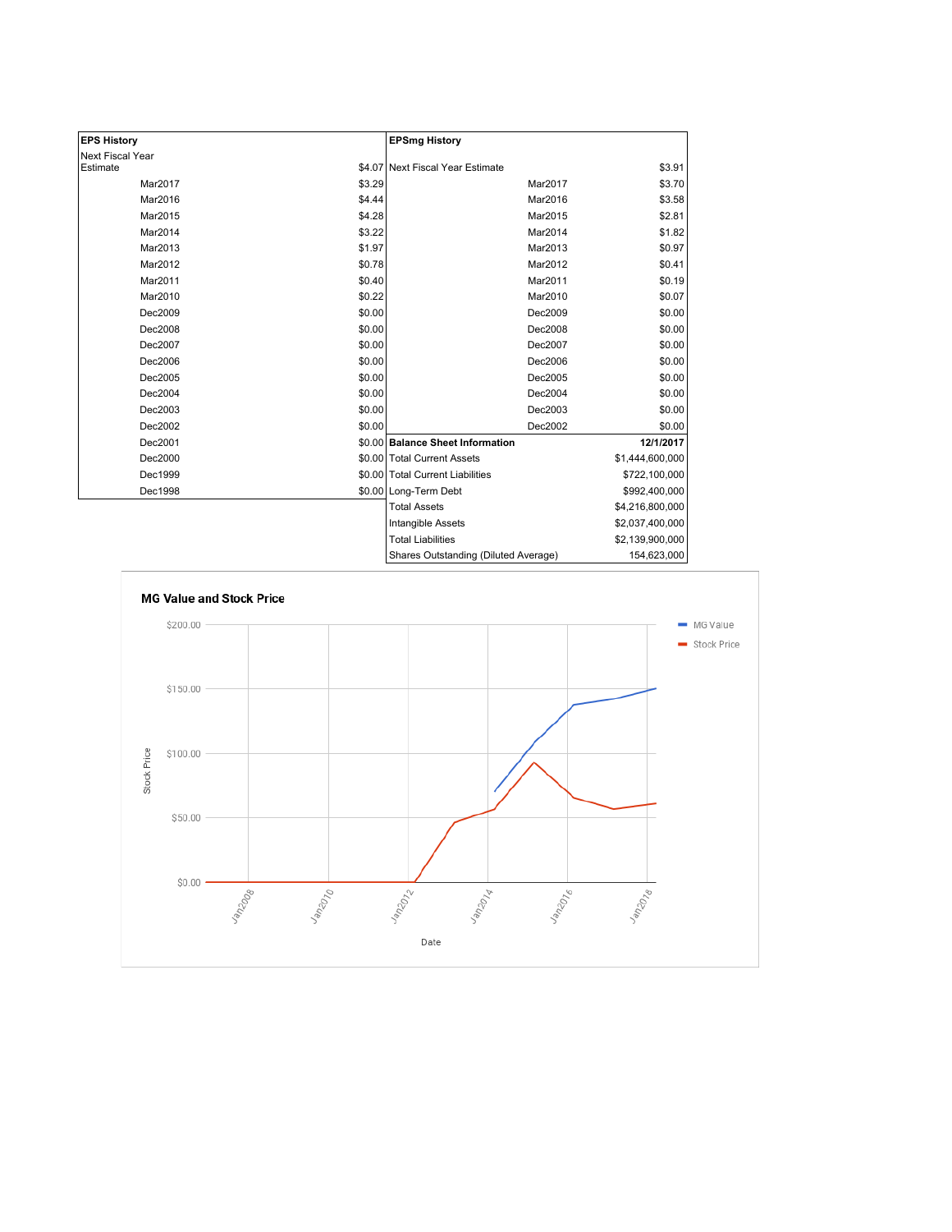| EPS History | |
|---|---|
| Next Fiscal Year Estimate | $4.07 |
| Mar2017 | $3.29 |
| Mar2016 | $4.44 |
| Mar2015 | $4.28 |
| Mar2014 | $3.22 |
| Mar2013 | $1.97 |
| Mar2012 | $0.78 |
| Mar2011 | $0.40 |
| Mar2010 | $0.22 |
| Dec2009 | $0.00 |
| Dec2008 | $0.00 |
| Dec2007 | $0.00 |
| Dec2006 | $0.00 |
| Dec2005 | $0.00 |
| Dec2004 | $0.00 |
| Dec2003 | $0.00 |
| Dec2002 | $0.00 |
| Dec2001 | $0.00 |
| Dec2000 | $0.00 |
| Dec1999 | $0.00 |
| Dec1998 | $0.00 |

| EPSmg History | |
|---|---|
| Next Fiscal Year Estimate | $3.91 |
| Mar2017 | $3.70 |
| Mar2016 | $3.58 |
| Mar2015 | $2.81 |
| Mar2014 | $1.82 |
| Mar2013 | $0.97 |
| Mar2012 | $0.41 |
| Mar2011 | $0.19 |
| Mar2010 | $0.07 |
| Dec2009 | $0.00 |
| Dec2008 | $0.00 |
| Dec2007 | $0.00 |
| Dec2006 | $0.00 |
| Dec2005 | $0.00 |
| Dec2004 | $0.00 |
| Dec2003 | $0.00 |
| Dec2002 | $0.00 |

| Balance Sheet Information | 12/1/2017 |
|---|---|
| Total Current Assets | $1,444,600,000 |
| Total Current Liabilities | $722,100,000 |
| Long-Term Debt | $992,400,000 |
| Total Assets | $4,216,800,000 |
| Intangible Assets | $2,037,400,000 |
| Total Liabilities | $2,139,900,000 |
| Shares Outstanding (Diluted Average) | 154,623,000 |

**MG Value and Stock Price**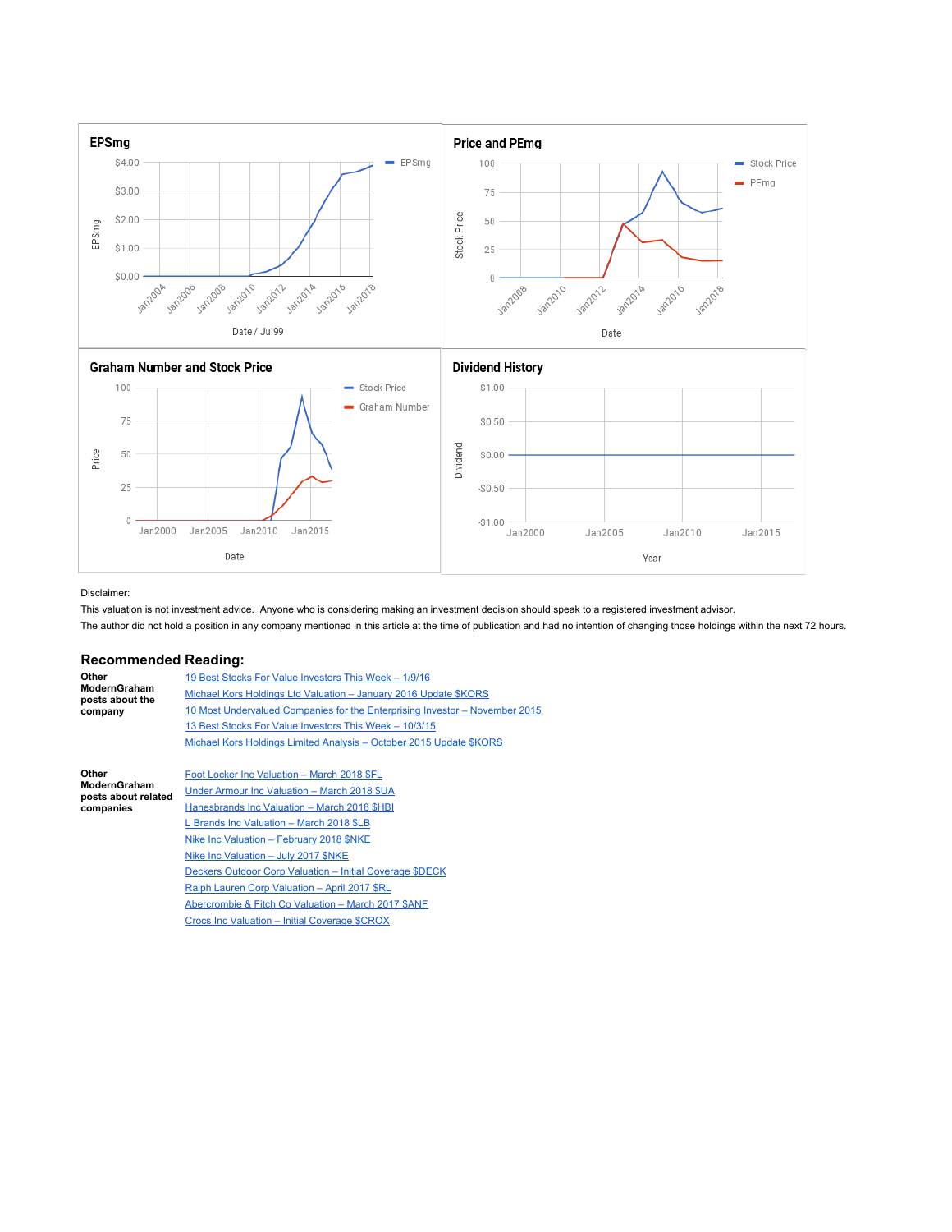EPSmg

$4.00
$3.00
$2.00
$1.00
$0.00

EPSmg

Jan2004 Jan2006 Jan2008 Jan2010 Jan2012 Jan2014 Jan2016 Jan2018

Date / Jul99

EPSmg

Price and PEmg

100
75
50
25
0

Stock Price

Jan2008 Jan2010 Jan2012 Jan2014 Jan2016 Jan2018

Date

Stock Price
PEmg

Graham Number and Stock Price

100
75
50
25
0

Price

Jan2000 Jan2005 Jan2010 Jan2015

Date

Stock Price
Graham Number

Dividend History

$1.00
$0.50
$0.00
-$0.50
-$1.00

Dividend

Jan2000 Jan2005 Jan2010 Jan2015

Year

Disclaimer:

This valuation is not investment advice. Anyone who is considering making an investment decision should speak to a registered investment advisor.

The author did not hold a position in any company mentioned in this article at the time of publication and had no intention of changing those holdings within the next 72 hours.

## Recommended Reading:

**Other ModernGraham posts about the company**

- 19 Best Stocks For Value Investors This Week – 1/9/16
- Michael Kors Holdings Ltd Valuation – January 2016 Update $KORS
- 10 Most Undervalued Companies for the Enterprising Investor – November 2015
- 13 Best Stocks For Value Investors This Week – 10/3/15
- Michael Kors Holdings Limited Analysis – October 2015 Update $KORS

**Other ModernGraham posts about related companies**

- Foot Locker Inc Valuation – March 2018 $FL
- Under Armour Inc Valuation – March 2018 $UA
- Hanesbrands Inc Valuation – March 2018 $HBI
- L Brands Inc Valuation – March 2018 $LB
- Nike Inc Valuation – February 2018 $NKE
- Nike Inc Valuation – July 2017 $NKE
- Deckers Outdoor Corp Valuation – Initial Coverage $DECK
- Ralph Lauren Corp Valuation – April 2017 $RL
- Abercrombie & Fitch Co Valuation – March 2017 $ANF
- Crocs Inc Valuation – Initial Coverage $CROX